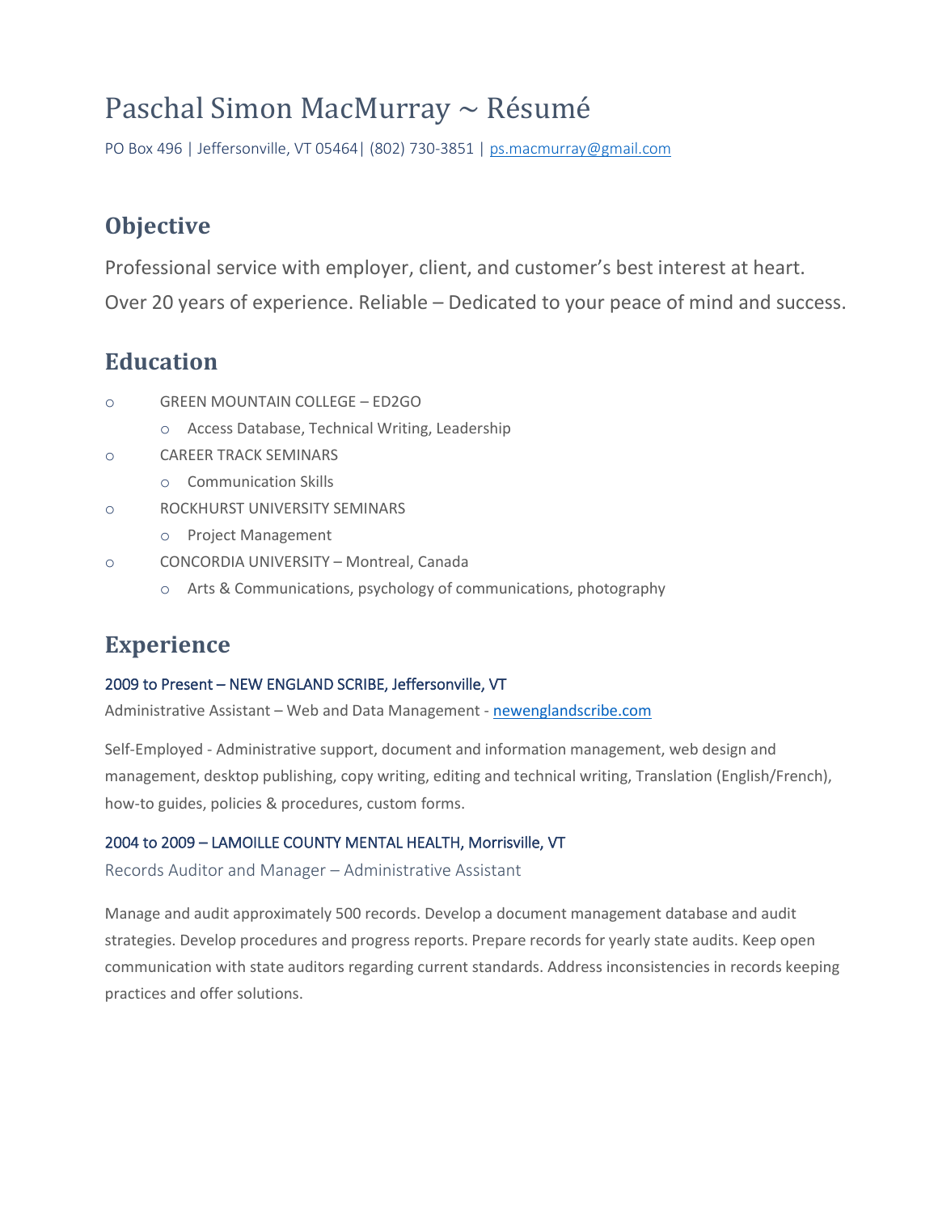# Paschal Simon MacMurray ~ Résumé

PO Box 496 | Jeffersonville, VT 05464| (802) 730-3851 | ps.macmurray@gmail.com

## Objective

Professional service with employer, client, and customer's best interest at heart.
Over 20 years of experience. Reliable – Dedicated to your peace of mind and success.

## Education

- GREEN MOUNTAIN COLLEGE – ED2GO
  - Access Database, Technical Writing, Leadership
- CAREER TRACK SEMINARS
  - Communication Skills
- ROCKHURST UNIVERSITY SEMINARS
  - Project Management
- CONCORDIA UNIVERSITY – Montreal, Canada
  - Arts & Communications, psychology of communications, photography

## Experience

### 2009 to Present – NEW ENGLAND SCRIBE, Jeffersonville, VT

Administrative Assistant – Web and Data Management - newenglandscribe.com

Self-Employed - Administrative support, document and information management, web design and management, desktop publishing, copy writing, editing and technical writing, Translation (English/French), how-to guides, policies & procedures, custom forms.

### 2004 to 2009 – LAMOILLE COUNTY MENTAL HEALTH, Morrisville, VT

Records Auditor and Manager – Administrative Assistant

Manage and audit approximately 500 records. Develop a document management database and audit strategies. Develop procedures and progress reports. Prepare records for yearly state audits. Keep open communication with state auditors regarding current standards. Address inconsistencies in records keeping practices and offer solutions.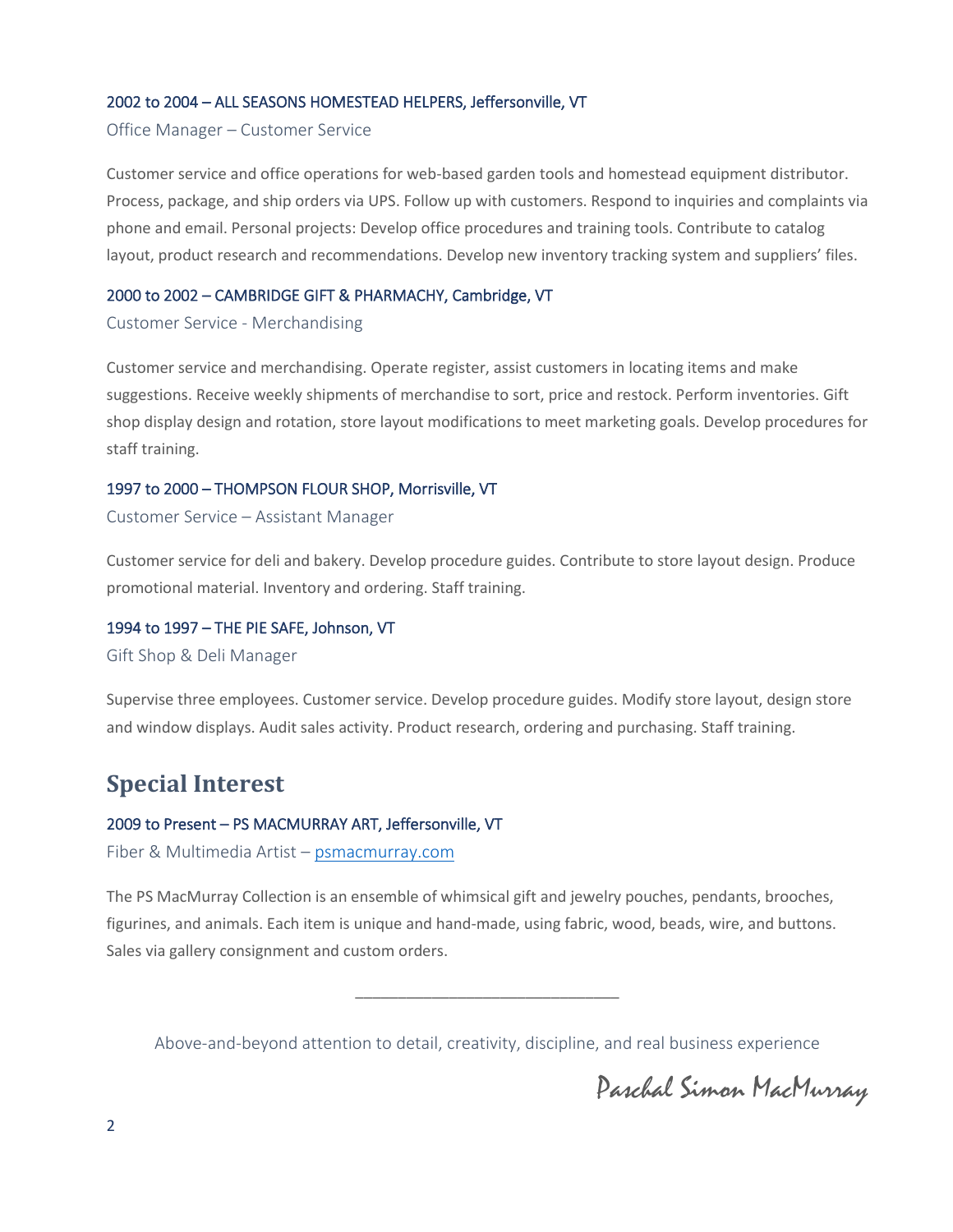2002 to 2004 – ALL SEASONS HOMESTEAD HELPERS, Jeffersonville, VT

Office Manager – Customer Service

Customer service and office operations for web-based garden tools and homestead equipment distributor. Process, package, and ship orders via UPS. Follow up with customers. Respond to inquiries and complaints via phone and email. Personal projects: Develop office procedures and training tools. Contribute to catalog layout, product research and recommendations. Develop new inventory tracking system and suppliers' files.

2000 to 2002 – CAMBRIDGE GIFT & PHARMACHY, Cambridge, VT

Customer Service - Merchandising

Customer service and merchandising. Operate register, assist customers in locating items and make suggestions. Receive weekly shipments of merchandise to sort, price and restock. Perform inventories. Gift shop display design and rotation, store layout modifications to meet marketing goals. Develop procedures for staff training.

1997 to 2000 – THOMPSON FLOUR SHOP, Morrisville, VT

Customer Service – Assistant Manager

Customer service for deli and bakery. Develop procedure guides. Contribute to store layout design. Produce promotional material. Inventory and ordering. Staff training.

1994 to 1997 – THE PIE SAFE, Johnson, VT

Gift Shop & Deli Manager

Supervise three employees. Customer service. Develop procedure guides. Modify store layout, design store and window displays. Audit sales activity. Product research, ordering and purchasing. Staff training.

## Special Interest

2009 to Present – PS MACMURRAY ART, Jeffersonville, VT

Fiber & Multimedia Artist – [psmacmurray.com](psmacmurray.com)

The PS MacMurray Collection is an ensemble of whimsical gift and jewelry pouches, pendants, brooches, figurines, and animals. Each item is unique and hand-made, using fabric, wood, beads, wire, and buttons. Sales via gallery consignment and custom orders.

---

Above-and-beyond attention to detail, creativity, discipline, and real business experience

Paschal Simon MacMurray